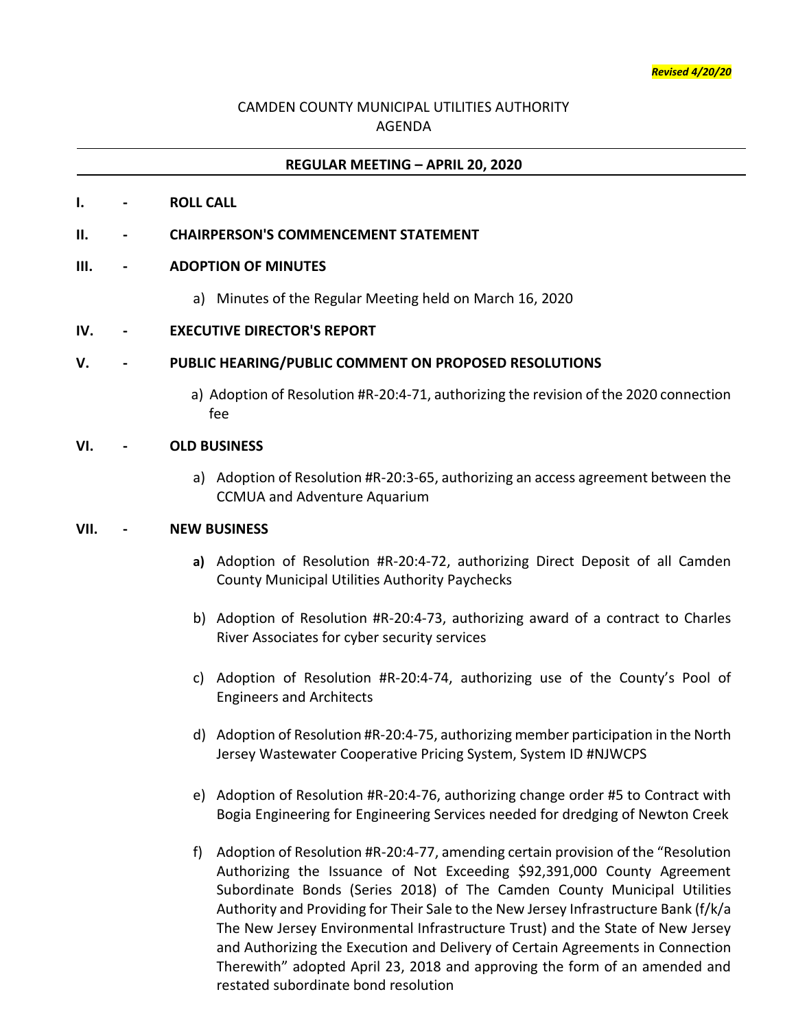***Revised 4/20/20***

CAMDEN COUNTY MUNICIPAL UTILITIES AUTHORITY
AGENDA

---

**REGULAR MEETING – APRIL 20, 2020**

---

**I. - ROLL CALL**

**II. - CHAIRPERSON'S COMMENCEMENT STATEMENT**

**III. - ADOPTION OF MINUTES**

a) Minutes of the Regular Meeting held on March 16, 2020

**IV. - EXECUTIVE DIRECTOR'S REPORT**

**V. - PUBLIC HEARING/PUBLIC COMMENT ON PROPOSED RESOLUTIONS**

a) Adoption of Resolution #R-20:4-71, authorizing the revision of the 2020 connection fee

**VI. - OLD BUSINESS**

a) Adoption of Resolution #R-20:3-65, authorizing an access agreement between the CCMUA and Adventure Aquarium

**VII. - NEW BUSINESS**

**a)** Adoption of Resolution #R-20:4-72, authorizing Direct Deposit of all Camden County Municipal Utilities Authority Paychecks

b) Adoption of Resolution #R-20:4-73, authorizing award of a contract to Charles River Associates for cyber security services

c) Adoption of Resolution #R-20:4-74, authorizing use of the County's Pool of Engineers and Architects

d) Adoption of Resolution #R-20:4-75, authorizing member participation in the North Jersey Wastewater Cooperative Pricing System, System ID #NJWCPS

e) Adoption of Resolution #R-20:4-76, authorizing change order #5 to Contract with Bogia Engineering for Engineering Services needed for dredging of Newton Creek

f) Adoption of Resolution #R-20:4-77, amending certain provision of the "Resolution Authorizing the Issuance of Not Exceeding $92,391,000 County Agreement Subordinate Bonds (Series 2018) of The Camden County Municipal Utilities Authority and Providing for Their Sale to the New Jersey Infrastructure Bank (f/k/a The New Jersey Environmental Infrastructure Trust) and the State of New Jersey and Authorizing the Execution and Delivery of Certain Agreements in Connection Therewith" adopted April 23, 2018 and approving the form of an amended and restated subordinate bond resolution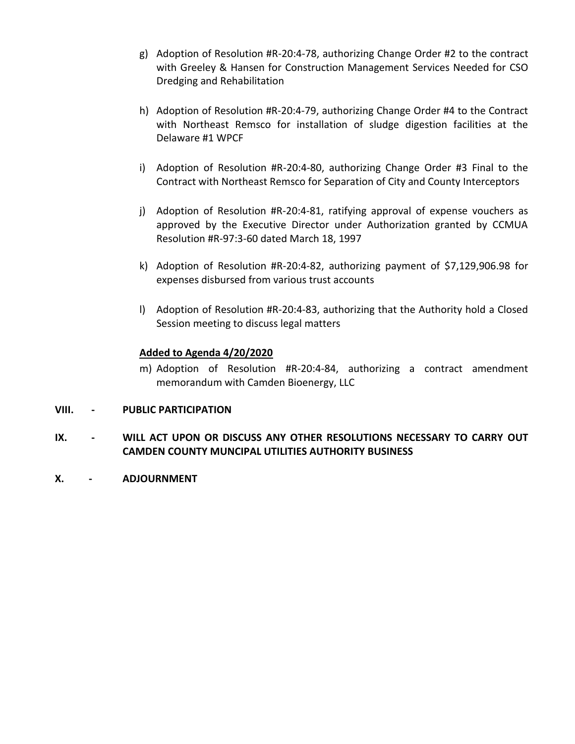g) Adoption of Resolution #R-20:4-78, authorizing Change Order #2 to the contract with Greeley & Hansen for Construction Management Services Needed for CSO Dredging and Rehabilitation

h) Adoption of Resolution #R-20:4-79, authorizing Change Order #4 to the Contract with Northeast Remsco for installation of sludge digestion facilities at the Delaware #1 WPCF

i) Adoption of Resolution #R-20:4-80, authorizing Change Order #3 Final to the Contract with Northeast Remsco for Separation of City and County Interceptors

j) Adoption of Resolution #R-20:4-81, ratifying approval of expense vouchers as approved by the Executive Director under Authorization granted by CCMUA Resolution #R-97:3-60 dated March 18, 1997

k) Adoption of Resolution #R-20:4-82, authorizing payment of $7,129,906.98 for expenses disbursed from various trust accounts

l) Adoption of Resolution #R-20:4-83, authorizing that the Authority hold a Closed Session meeting to discuss legal matters

**Added to Agenda 4/20/2020**

m) Adoption of Resolution #R-20:4-84, authorizing a contract amendment memorandum with Camden Bioenergy, LLC

**VIII. - PUBLIC PARTICIPATION**

**IX. - WILL ACT UPON OR DISCUSS ANY OTHER RESOLUTIONS NECESSARY TO CARRY OUT CAMDEN COUNTY MUNCIPAL UTILITIES AUTHORITY BUSINESS**

**X. - ADJOURNMENT**